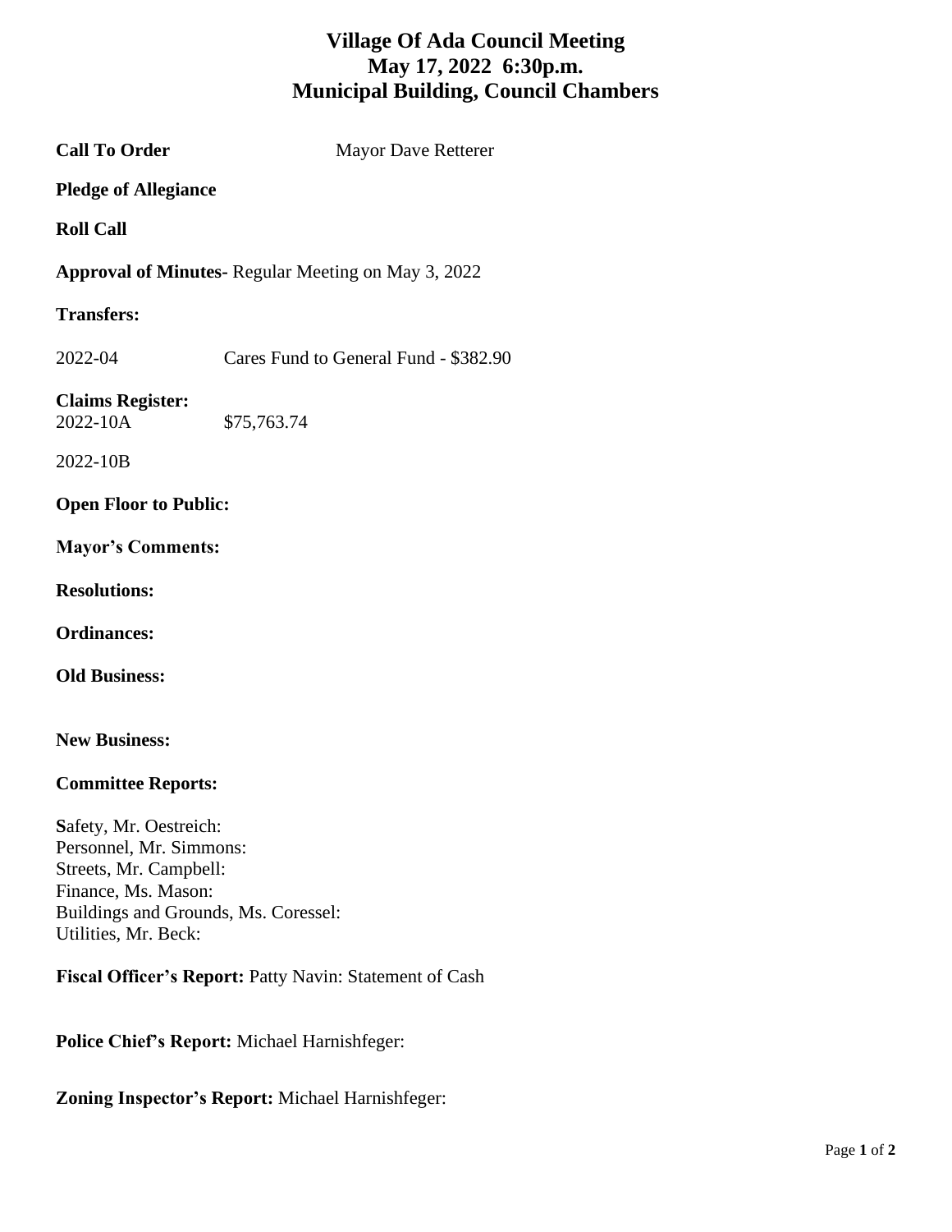# Village Of Ada Council Meeting
# May 17, 2022 6:30p.m.
# Municipal Building, Council Chambers

**Call To Order** Mayor Dave Retterer

**Pledge of Allegiance**

**Roll Call**

**Approval of Minutes-** Regular Meeting on May 3, 2022

**Transfers:**

2022-04 Cares Fund to General Fund - $382.90

**Claims Register:**
2022-10A $75,763.74

2022-10B

**Open Floor to Public:**

**Mayor's Comments:**

**Resolutions:**

**Ordinances:**

**Old Business:**

**New Business:**

**Committee Reports:**

**S**afety, Mr. Oestreich:
Personnel, Mr. Simmons:
Streets, Mr. Campbell:
Finance, Ms. Mason:
Buildings and Grounds, Ms. Coressel:
Utilities, Mr. Beck:

**Fiscal Officer's Report:** Patty Navin: Statement of Cash

**Police Chief's Report:** Michael Harnishfeger:

**Zoning Inspector's Report:** Michael Harnishfeger: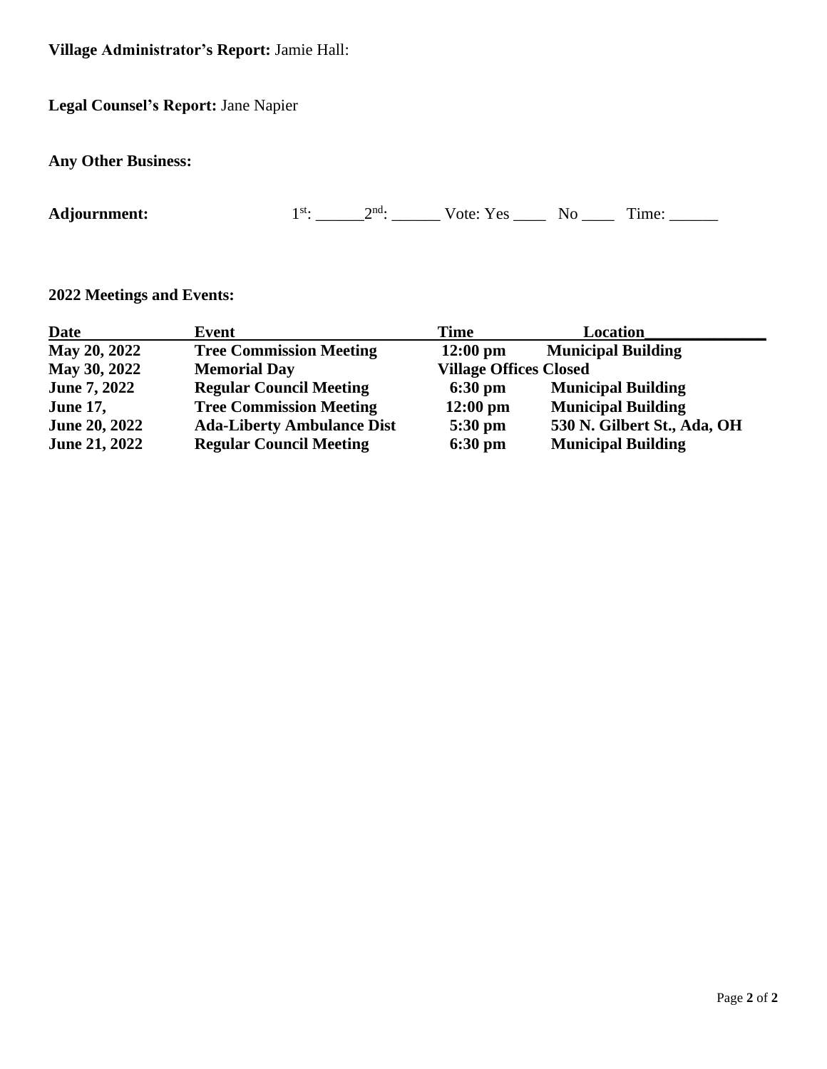**Village Administrator's Report:** Jamie Hall:

**Legal Counsel's Report:** Jane Napier

**Any Other Business:**

**Adjournment:** 1st: ______ 2nd: ______ Vote: Yes ____ No ____ Time: ______

**2022 Meetings and Events:**

| Date | Event | Time | Location |
|---|---|---|---|
| **May 20, 2022** | **Tree Commission Meeting** | **12:00 pm** | **Municipal Building** |
| **May 30, 2022** | **Memorial Day** | **Village Offices Closed** | |
| **June 7, 2022** | **Regular Council Meeting** | **6:30 pm** | **Municipal Building** |
| **June 17,** | **Tree Commission Meeting** | **12:00 pm** | **Municipal Building** |
| **June 20, 2022** | **Ada-Liberty Ambulance Dist** | **5:30 pm** | **530 N. Gilbert St., Ada, OH** |
| **June 21, 2022** | **Regular Council Meeting** | **6:30 pm** | **Municipal Building** |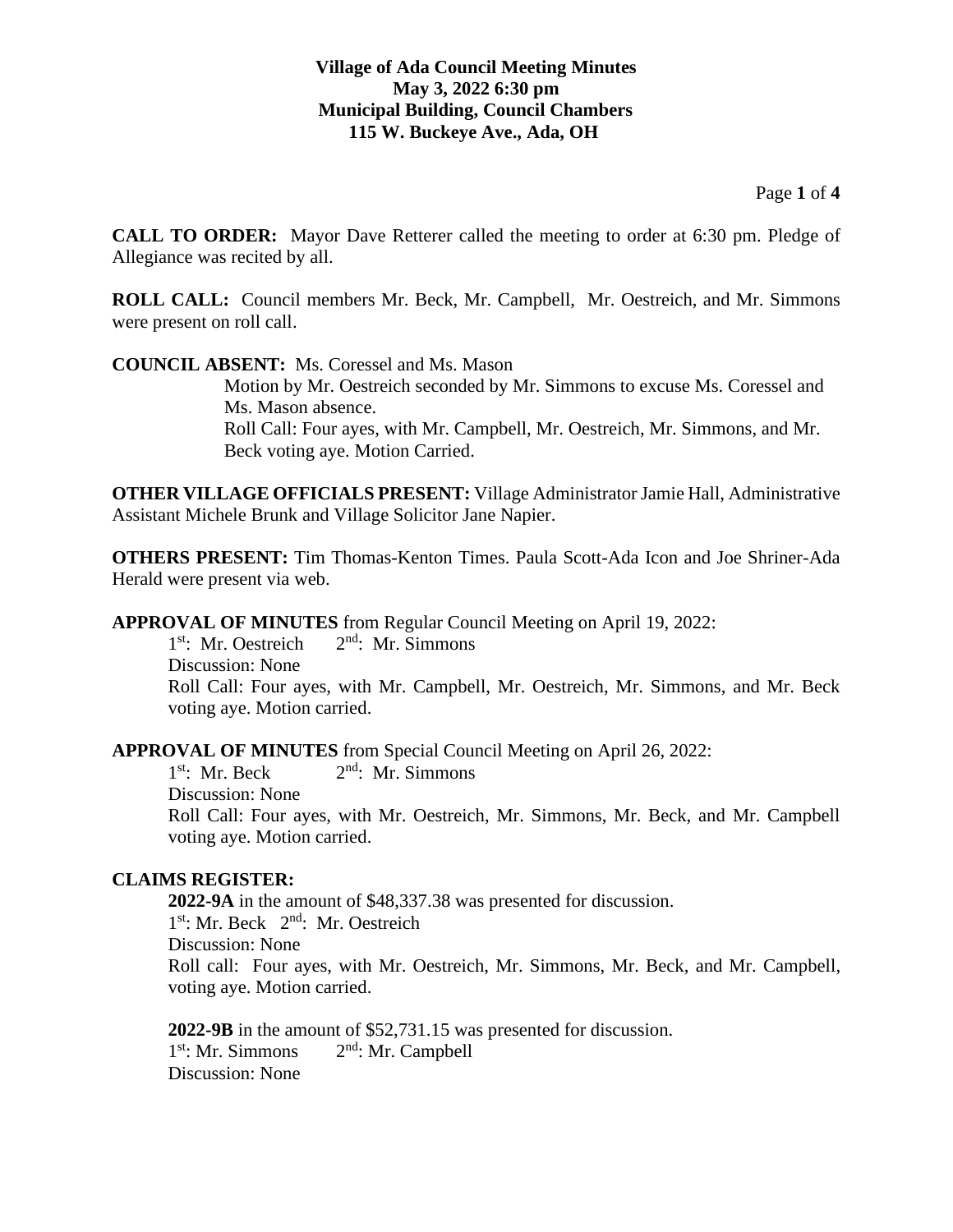**Village of Ada Council Meeting Minutes**
**May 3, 2022 6:30 pm**
**Municipal Building, Council Chambers**
**115 W. Buckeye Ave., Ada, OH**

**CALL TO ORDER:** Mayor Dave Retterer called the meeting to order at 6:30 pm. Pledge of Allegiance was recited by all.

**ROLL CALL:** Council members Mr. Beck, Mr. Campbell, Mr. Oestreich, and Mr. Simmons were present on roll call.

**COUNCIL ABSENT:** Ms. Coressel and Ms. Mason

Motion by Mr. Oestreich seconded by Mr. Simmons to excuse Ms. Coressel and Ms. Mason absence.

Roll Call: Four ayes, with Mr. Campbell, Mr. Oestreich, Mr. Simmons, and Mr. Beck voting aye. Motion Carried.

**OTHER VILLAGE OFFICIALS PRESENT:** Village Administrator Jamie Hall, Administrative Assistant Michele Brunk and Village Solicitor Jane Napier.

**OTHERS PRESENT:** Tim Thomas-Kenton Times. Paula Scott-Ada Icon and Joe Shriner-Ada Herald were present via web.

**APPROVAL OF MINUTES** from Regular Council Meeting on April 19, 2022:

1st: Mr. Oestreich 2nd: Mr. Simmons

Discussion: None

Roll Call: Four ayes, with Mr. Campbell, Mr. Oestreich, Mr. Simmons, and Mr. Beck voting aye. Motion carried.

**APPROVAL OF MINUTES** from Special Council Meeting on April 26, 2022:

1st: Mr. Beck 2nd: Mr. Simmons

Discussion: None

Roll Call: Four ayes, with Mr. Oestreich, Mr. Simmons, Mr. Beck, and Mr. Campbell voting aye. Motion carried.

**CLAIMS REGISTER:**

**2022-9A** in the amount of $48,337.38 was presented for discussion.

1st: Mr. Beck 2nd: Mr. Oestreich

Discussion: None

Roll call: Four ayes, with Mr. Oestreich, Mr. Simmons, Mr. Beck, and Mr. Campbell, voting aye. Motion carried.

**2022-9B** in the amount of $52,731.15 was presented for discussion.

1st: Mr. Simmons 2nd: Mr. Campbell

Discussion: None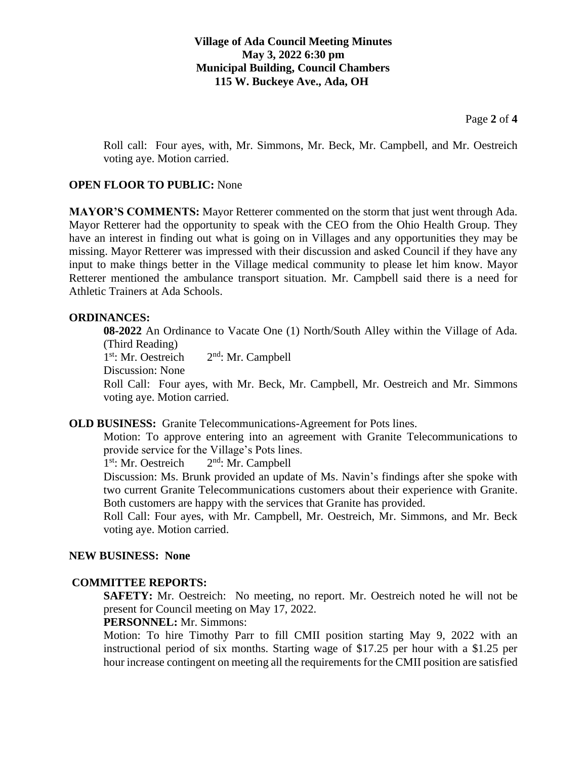Roll call: Four ayes, with, Mr. Simmons, Mr. Beck, Mr. Campbell, and Mr. Oestreich voting aye. Motion carried.

**OPEN FLOOR TO PUBLIC:** None

**MAYOR'S COMMENTS:** Mayor Retterer commented on the storm that just went through Ada. Mayor Retterer had the opportunity to speak with the CEO from the Ohio Health Group. They have an interest in finding out what is going on in Villages and any opportunities they may be missing. Mayor Retterer was impressed with their discussion and asked Council if they have any input to make things better in the Village medical community to please let him know. Mayor Retterer mentioned the ambulance transport situation. Mr. Campbell said there is a need for Athletic Trainers at Ada Schools.

**ORDINANCES:**

**08-2022** An Ordinance to Vacate One (1) North/South Alley within the Village of Ada. (Third Reading)

1st: Mr. Oestreich 2nd: Mr. Campbell

Discussion: None

Roll Call: Four ayes, with Mr. Beck, Mr. Campbell, Mr. Oestreich and Mr. Simmons voting aye. Motion carried.

**OLD BUSINESS:** Granite Telecommunications-Agreement for Pots lines.

Motion: To approve entering into an agreement with Granite Telecommunications to provide service for the Village's Pots lines.

1st: Mr. Oestreich 2nd: Mr. Campbell

Discussion: Ms. Brunk provided an update of Ms. Navin's findings after she spoke with two current Granite Telecommunications customers about their experience with Granite. Both customers are happy with the services that Granite has provided.

Roll Call: Four ayes, with Mr. Campbell, Mr. Oestreich, Mr. Simmons, and Mr. Beck voting aye. Motion carried.

**NEW BUSINESS: None**

**COMMITTEE REPORTS:**

**SAFETY:** Mr. Oestreich: No meeting, no report. Mr. Oestreich noted he will not be present for Council meeting on May 17, 2022.

**PERSONNEL:** Mr. Simmons:

Motion: To hire Timothy Parr to fill CMII position starting May 9, 2022 with an instructional period of six months. Starting wage of $17.25 per hour with a $1.25 per hour increase contingent on meeting all the requirements for the CMII position are satisfied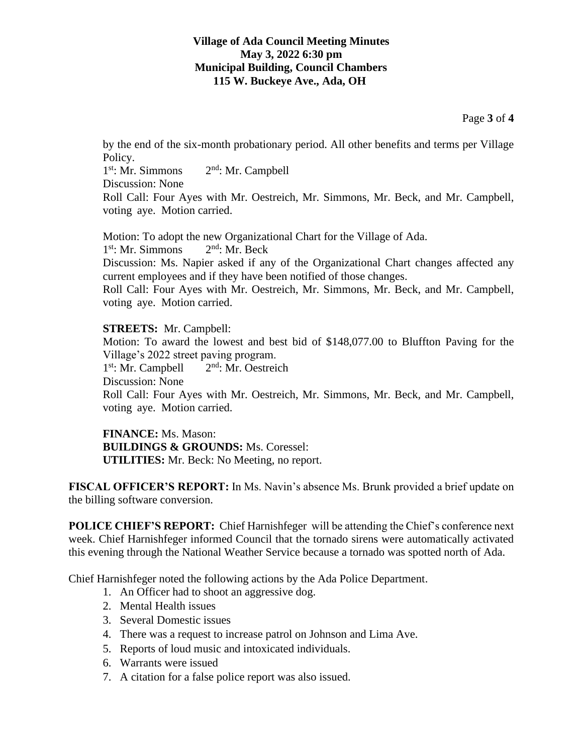by the end of the six-month probationary period. All other benefits and terms per Village Policy.
1st: Mr. Simmons 2nd: Mr. Campbell
Discussion: None
Roll Call: Four Ayes with Mr. Oestreich, Mr. Simmons, Mr. Beck, and Mr. Campbell, voting aye. Motion carried.

Motion: To adopt the new Organizational Chart for the Village of Ada.
1st: Mr. Simmons 2nd: Mr. Beck
Discussion: Ms. Napier asked if any of the Organizational Chart changes affected any current employees and if they have been notified of those changes.
Roll Call: Four Ayes with Mr. Oestreich, Mr. Simmons, Mr. Beck, and Mr. Campbell, voting aye. Motion carried.

**STREETS:** Mr. Campbell:
Motion: To award the lowest and best bid of $148,077.00 to Bluffton Paving for the Village's 2022 street paving program.
1st: Mr. Campbell 2nd: Mr. Oestreich
Discussion: None
Roll Call: Four Ayes with Mr. Oestreich, Mr. Simmons, Mr. Beck, and Mr. Campbell, voting aye. Motion carried.

**FINANCE:** Ms. Mason:
**BUILDINGS & GROUNDS:** Ms. Coressel:
**UTILITIES:** Mr. Beck: No Meeting, no report.

**FISCAL OFFICER'S REPORT:** In Ms. Navin's absence Ms. Brunk provided a brief update on the billing software conversion.

**POLICE CHIEF'S REPORT:** Chief Harnishfeger will be attending the Chief's conference next week. Chief Harnishfeger informed Council that the tornado sirens were automatically activated this evening through the National Weather Service because a tornado was spotted north of Ada.

Chief Harnishfeger noted the following actions by the Ada Police Department.

1. An Officer had to shoot an aggressive dog.
2. Mental Health issues
3. Several Domestic issues
4. There was a request to increase patrol on Johnson and Lima Ave.
5. Reports of loud music and intoxicated individuals.
6. Warrants were issued
7. A citation for a false police report was also issued.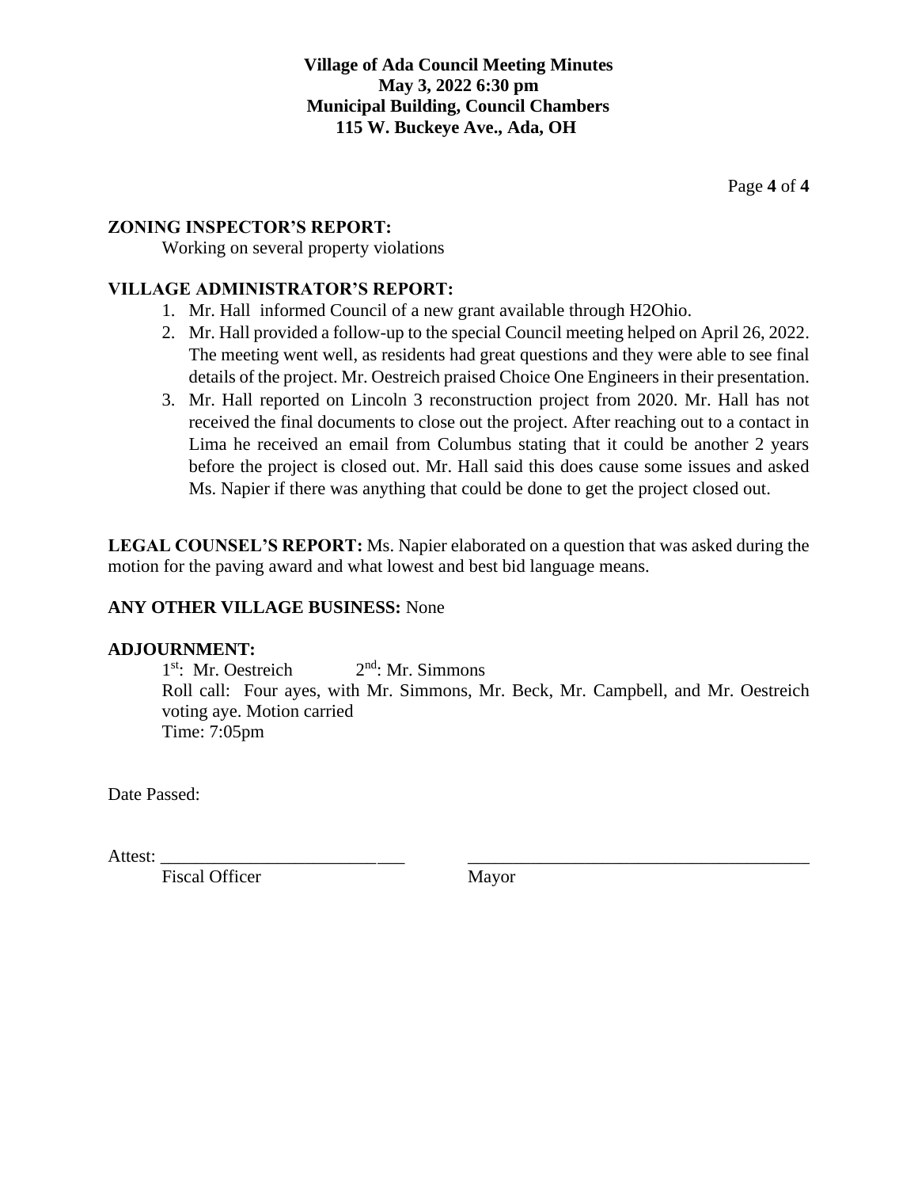**ZONING INSPECTOR'S REPORT:**

Working on several property violations

**VILLAGE ADMINISTRATOR'S REPORT:**

1. Mr. Hall informed Council of a new grant available through H2Ohio.
2. Mr. Hall provided a follow-up to the special Council meeting helped on April 26, 2022. The meeting went well, as residents had great questions and they were able to see final details of the project. Mr. Oestreich praised Choice One Engineers in their presentation.
3. Mr. Hall reported on Lincoln 3 reconstruction project from 2020. Mr. Hall has not received the final documents to close out the project. After reaching out to a contact in Lima he received an email from Columbus stating that it could be another 2 years before the project is closed out. Mr. Hall said this does cause some issues and asked Ms. Napier if there was anything that could be done to get the project closed out.

**LEGAL COUNSEL'S REPORT:** Ms. Napier elaborated on a question that was asked during the motion for the paving award and what lowest and best bid language means.

**ANY OTHER VILLAGE BUSINESS:** None

**ADJOURNMENT:**

1st: Mr. Oestreich 2nd: Mr. Simmons
Roll call: Four ayes, with Mr. Simmons, Mr. Beck, Mr. Campbell, and Mr. Oestreich voting aye. Motion carried
Time: 7:05pm

Date Passed:

Attest: ____________________________ ________________________________________

Fiscal Officer Mayor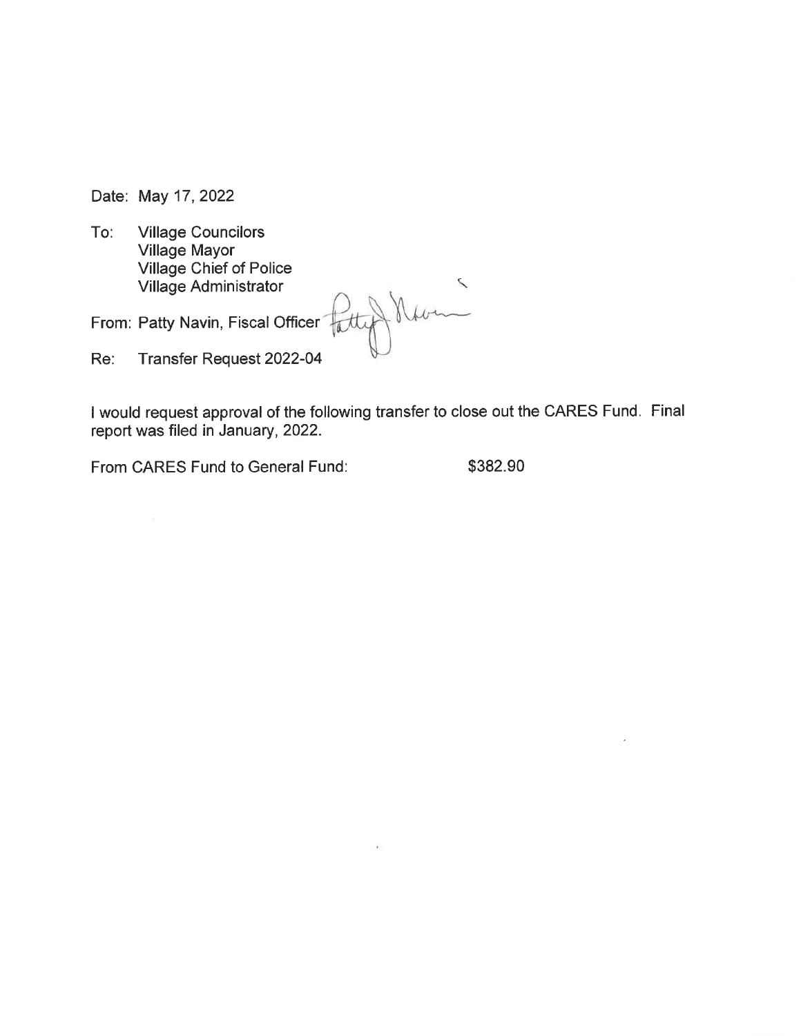Date: May 17, 2022

To: Village Councilors
Village Mayor
Village Chief of Police
Village Administrator

From: Patty Navin, Fiscal Officer

Re: Transfer Request 2022-04

I would request approval of the following transfer to close out the CARES Fund. Final report was filed in January, 2022.

From CARES Fund to General Fund: $382.90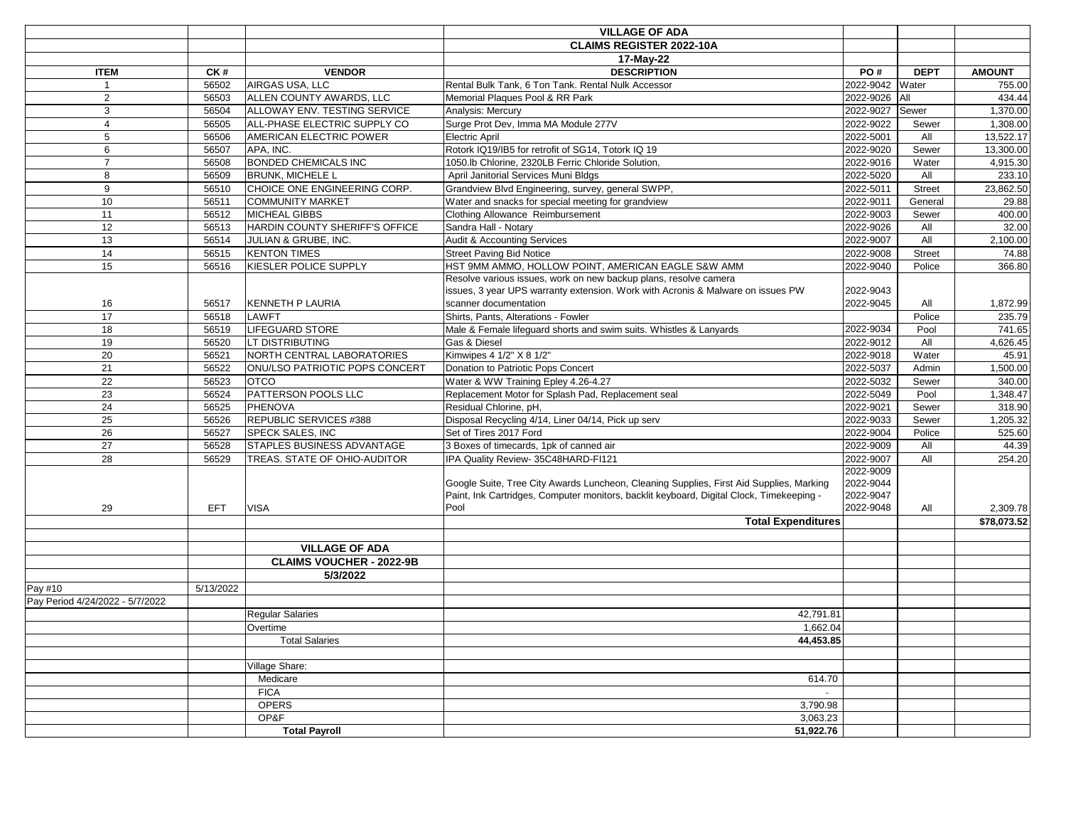| ITEM | CK # | VENDOR | DESCRIPTION | PO # | DEPT | AMOUNT |
|---|---|---|---|---|---|---|
| | | | **VILLAGE OF ADA** | | | |
| | | | **CLAIMS REGISTER 2022-10A** | | | |
| | | | **17-May-22** | | | |
| 1 | 56502 | AIRGAS USA, LLC | Rental Bulk Tank, 6 Ton Tank. Rental Nulk Accessor | 2022-9042 | Water | 755.00 |
| 2 | 56503 | ALLEN COUNTY AWARDS, LLC | Memorial Plaques Pool & RR Park | 2022-9026 | All | 434.44 |
| 3 | 56504 | ALLOWAY ENV. TESTING SERVICE | Analysis: Mercury | 2022-9027 | Sewer | 1,370.00 |
| 4 | 56505 | ALL-PHASE ELECTRIC SUPPLY CO | Surge Prot Dev, Imma MA Module 277V | 2022-9022 | Sewer | 1,308.00 |
| 5 | 56506 | AMERICAN ELECTRIC POWER | Electric April | 2022-5001 | All | 13,522.17 |
| 6 | 56507 | APA, INC. | Rotork IQ19/IB5 for retrofit of SG14, Totork IQ 19 | 2022-9020 | Sewer | 13,300.00 |
| 7 | 56508 | BONDED CHEMICALS INC | 1050.lb Chlorine, 2320LB Ferric Chloride Solution, | 2022-9016 | Water | 4,915.30 |
| 8 | 56509 | BRUNK, MICHELE L | April Janitorial Services Muni Bldgs | 2022-5020 | All | 233.10 |
| 9 | 56510 | CHOICE ONE ENGINEERING CORP. | Grandview Blvd Engineering, survey, general SWPP, | 2022-5011 | Street | 23,862.50 |
| 10 | 56511 | COMMUNITY MARKET | Water and snacks for special meeting for grandview | 2022-9011 | General | 29.88 |
| 11 | 56512 | MICHEAL GIBBS | Clothing Allowance Reimbursement | 2022-9003 | Sewer | 400.00 |
| 12 | 56513 | HARDIN COUNTY SHERIFF'S OFFICE | Sandra Hall - Notary | 2022-9026 | All | 32.00 |
| 13 | 56514 | JULIAN & GRUBE, INC. | Audit & Accounting Services | 2022-9007 | All | 2,100.00 |
| 14 | 56515 | KENTON TIMES | Street Paving Bid Notice | 2022-9008 | Street | 74.88 |
| 15 | 56516 | KIESLER POLICE SUPPLY | HST 9MM AMMO, HOLLOW POINT, AMERICAN EAGLE S&W AMM | 2022-9040 | Police | 366.80 |
| 16 | 56517 | KENNETH P LAURIA | Resolve various issues, work on new backup plans, resolve camera issues, 3 year UPS warranty extension. Work with Acronis & Malware on issues PW scanner documentation | 2022-9043 2022-9045 | All | 1,872.99 |
| 17 | 56518 | LAWFT | Shirts, Pants, Alterations - Fowler | | Police | 235.79 |
| 18 | 56519 | LIFEGUARD STORE | Male & Female lifeguard shorts and swim suits. Whistles & Lanyards | 2022-9034 | Pool | 741.65 |
| 19 | 56520 | LT DISTRIBUTING | Gas & Diesel | 2022-9012 | All | 4,626.45 |
| 20 | 56521 | NORTH CENTRAL LABORATORIES | Kimwipes 4 1/2" X 8 1/2" | 2022-9018 | Water | 45.91 |
| 21 | 56522 | ONU/LSO PATRIOTIC POPS CONCERT | Donation to Patriotic Pops Concert | 2022-5037 | Admin | 1,500.00 |
| 22 | 56523 | OTCO | Water & WW Training Epley 4.26-4.27 | 2022-5032 | Sewer | 340.00 |
| 23 | 56524 | PATTERSON POOLS LLC | Replacement Motor for Splash Pad, Replacement seal | 2022-5049 | Pool | 1,348.47 |
| 24 | 56525 | PHENOVA | Residual Chlorine, pH, | 2022-9021 | Sewer | 318.90 |
| 25 | 56526 | REPUBLIC SERVICES #388 | Disposal Recycling 4/14, Liner 04/14, Pick up serv | 2022-9033 | Sewer | 1,205.32 |
| 26 | 56527 | SPECK SALES, INC | Set of Tires 2017 Ford | 2022-9004 | Police | 525.60 |
| 27 | 56528 | STAPLES BUSINESS ADVANTAGE | 3 Boxes of timecards, 1pk of canned air | 2022-9009 | All | 44.39 |
| 28 | 56529 | TREAS. STATE OF OHIO-AUDITOR | IPA Quality Review- 35C48HARD-FI121 | 2022-9007 | All | 254.20 |
| 29 | EFT | VISA | Google Suite, Tree City Awards Luncheon, Cleaning Supplies, First Aid Supplies, Marking Paint, Ink Cartridges, Computer monitors, backlit keyboard, Digital Clock, Timekeeping - Pool | 2022-9009 2022-9044 2022-9047 2022-9048 | All | 2,309.78 |
| | | | **Total Expenditures** | | | **$78,073.52** |

| | | | |
|---|---|---|---|
| | | **VILLAGE OF ADA** | |
| | | **CLAIMS VOUCHER - 2022-9B** | |
| | | **5/3/2022** | |
| Pay #10 | 5/13/2022 | | |
| Pay Period 4/24/2022 - 5/7/2022 | | | |
| | | Regular Salaries | 42,791.81 |
| | | Overtime | 1,662.04 |
| | | Total Salaries | **44,453.85** |
| | | Village Share: | |
| | | Medicare | 614.70 |
| | | FICA | - |
| | | OPERS | 3,790.98 |
| | | OP&F | 3,063.23 |
| | | **Total Payroll** | **51,922.76** |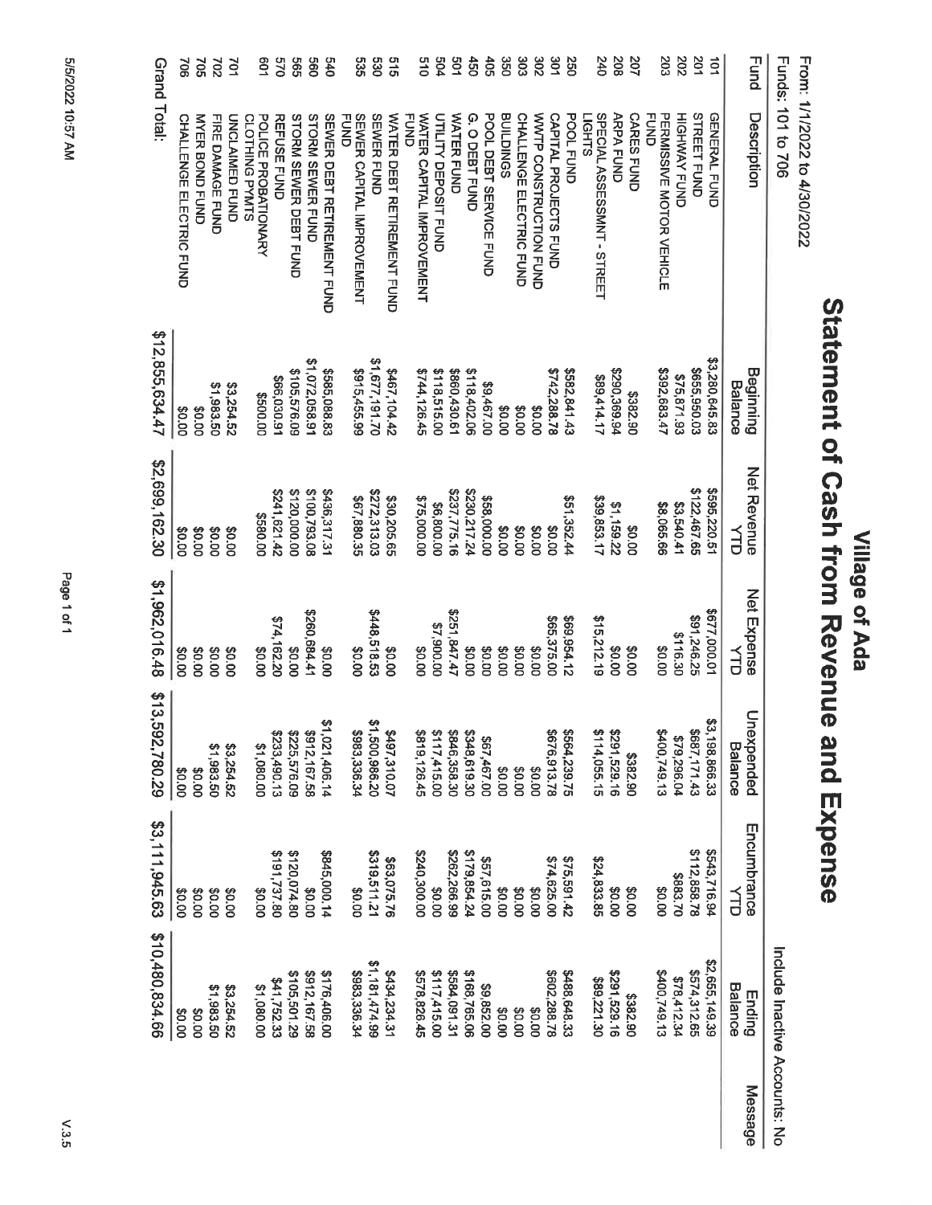# Village of Ada

## Statement of Cash from Revenue and Expense

From: 1/1/2022 to 4/30/2022

Funds: 101 to 706

Include Inactive Accounts: No

| Fund | Description | Beginning Balance | Net Revenue YTD | Net Expense YTD | Unexpended Balance | Encumbrance YTD | Ending Balance | Message |
|---|---|---|---|---|---|---|---|---|
| 101 | GENERAL FUND | $3,280,645.83 | $595,220.51 | $677,000.01 | $3,198,866.33 | $543,716.94 | $2,655,149.39 | |
| 201 | STREET FUND | $655,950.03 | $122,467.65 | $91,246.25 | $687,171.43 | $112,858.78 | $574,312.65 | |
| 202 | HIGHWAY FUND | $75,871.93 | $3,540.41 | $116.30 | $79,296.04 | $883.70 | $78,412.34 | |
| 203 | PERMISSIVE MOTOR VEHICLE FUND | $392,683.47 | $8,065.66 | $0.00 | $400,749.13 | $0.00 | $400,749.13 | |
| 207 | CARES FUND | $382.90 | $0.00 | $0.00 | $382.90 | $0.00 | $382.90 | |
| 208 | ARPA FUND | $290,369.94 | $1,159.22 | $0.00 | $291,529.16 | $0.00 | $291,529.16 | |
| 240 | SPECIAL ASSESSMNT - STREET LIGHTS | $89,414.17 | $39,853.17 | $15,212.19 | $114,055.15 | $24,833.85 | $89,221.30 | |
| 250 | POOL FUND | $582,841.43 | $51,352.44 | $69,954.12 | $564,239.75 | $75,591.42 | $488,648.33 | |
| 301 | CAPITAL PROJECTS FUND | $742,288.78 | $0.00 | $65,375.00 | $676,913.78 | $74,625.00 | $602,288.78 | |
| 302 | WWTP CONSTRUCTION FUND | $0.00 | $0.00 | $0.00 | $0.00 | $0.00 | $0.00 | |
| 303 | CHALLENGE ELECTRIC FUND | $0.00 | $0.00 | $0.00 | $0.00 | $0.00 | $0.00 | |
| 350 | BUILDINGS | $0.00 | $0.00 | $0.00 | $0.00 | $0.00 | $0.00 | |
| 405 | POOL DEBT SERVICE FUND | $9,467.00 | $58,000.00 | $0.00 | $67,467.00 | $57,615.00 | $9,852.00 | |
| 450 | G. O DEBT FUND | $118,402.06 | $230,217.24 | $0.00 | $348,619.30 | $179,854.24 | $168,765.06 | |
| 501 | WATER FUND | $860,430.61 | $237,775.16 | $251,847.47 | $846,358.30 | $262,266.99 | $584,091.31 | |
| 504 | UTILITY DEPOSIT FUND | $118,515.00 | $6,800.00 | $7,900.00 | $117,415.00 | $0.00 | $117,415.00 | |
| 510 | WATER CAPITAL IMPROVEMENT FUND | $744,126.45 | $75,000.00 | $0.00 | $819,126.45 | $240,300.00 | $578,826.45 | |
| 515 | WATER DEBT RETIREMENT FUND | $467,104.42 | $30,205.65 | $0.00 | $497,310.07 | $63,075.76 | $434,234.31 | |
| 530 | SEWER FUND | $1,677,191.70 | $272,313.03 | $448,518.53 | $1,500,986.20 | $319,511.21 | $1,181,474.99 | |
| 535 | SEWER CAPITAL IMPROVEMENT FUND | $915,455.99 | $67,880.35 | $0.00 | $983,336.34 | $0.00 | $983,336.34 | |
| 540 | SEWER DEBT RETIREMENT FUND | $585,088.83 | $436,317.31 | $0.00 | $1,021,406.14 | $845,000.14 | $176,406.00 | |
| 560 | STORM SEWER FUND | $1,072,058.91 | $100,793.08 | $260,684.41 | $912,167.58 | $0.00 | $912,167.58 | |
| 565 | STORM SEWER DEBT FUND | $105,576.09 | $120,000.00 | $0.00 | $225,576.09 | $120,074.80 | $105,501.29 | |
| 570 | REFUSE FUND | $66,030.91 | $241,621.42 | $74,162.20 | $233,490.13 | $191,737.80 | $41,752.33 | |
| 601 | POLICE PROBATIONARY CLOTHING PYMTS | $500.00 | $580.00 | $0.00 | $1,080.00 | $0.00 | $1,080.00 | |
| 701 | UNCLAIMED FUND | $3,254.52 | $0.00 | $0.00 | $3,254.52 | $0.00 | $3,254.52 | |
| 702 | FIRE DAMAGE FUND | $1,983.50 | $0.00 | $0.00 | $1,983.50 | $0.00 | $1,983.50 | |
| 705 | MYER BOND FUND | $0.00 | $0.00 | $0.00 | $0.00 | $0.00 | $0.00 | |
| 706 | CHALLENGE ELECTRIC FUND | $0.00 | $0.00 | $0.00 | $0.00 | $0.00 | $0.00 | |
| Grand Total: | | $12,855,634.47 | $2,699,162.30 | $1,962,016.48 | $13,592,780.29 | $3,111,945.63 | $10,480,834.66 | |

5/5/2022 10:57 AM

V.3.5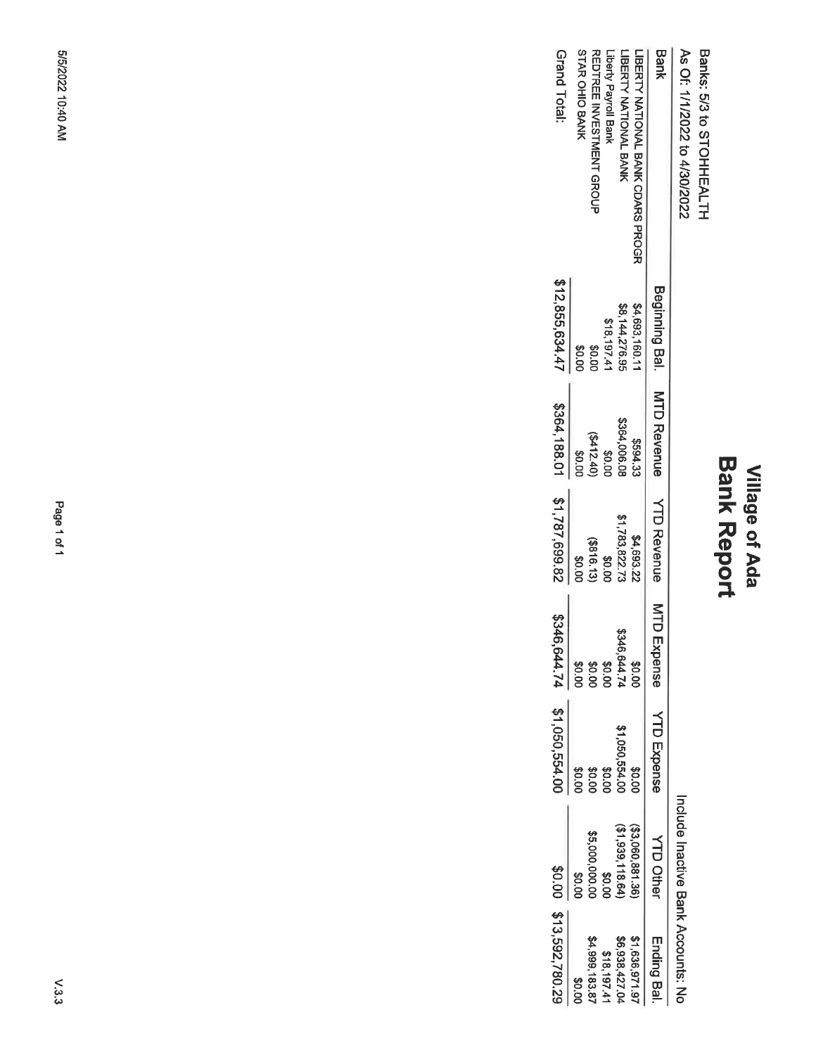# Village of Ada
## Bank Report

Banks: 5/3 to STOHHEALTH

As Of: 1/1/2022 to 4/30/2022

Include Inactive Bank Accounts: No

| Bank | Beginning Bal. | MTD Revenue | YTD Revenue | MTD Expense | YTD Expense | YTD Other | Ending Bal. |
|---|---|---|---|---|---|---|---|
| LIBERTY NATIONAL BANK CDARS PROGR | $4,693,160.11 | $594.33 | $4,693.22 | $0.00 | $0.00 | ($3,060,881.36) | $1,636,971.97 |
| LIBERTY NATIONAL BANK | $8,144,276.95 | $364,006.08 | $1,783,822.73 | $346,644.74 | $1,050,554.00 | ($1,939,118.64) | $6,938,427.04 |
| Liberty Payroll Bank | $18,197.41 | $0.00 | $0.00 | $0.00 | $0.00 | $0.00 | $18,197.41 |
| REDTREE INVESTMENT GROUP | $0.00 | ($412.40) | ($816.13) | $0.00 | $0.00 | $5,000,000.00 | $4,999,183.87 |
| STAR OHIO BANK | $0.00 | $0.00 | $0.00 | $0.00 | $0.00 | $0.00 | $0.00 |
| Grand Total: | $12,855,634.47 | $364,188.01 | $1,787,699.82 | $346,644.74 | $1,050,554.00 | $0.00 | $13,592,780.29 |

5/5/2022 10:40 AM

V.3.3